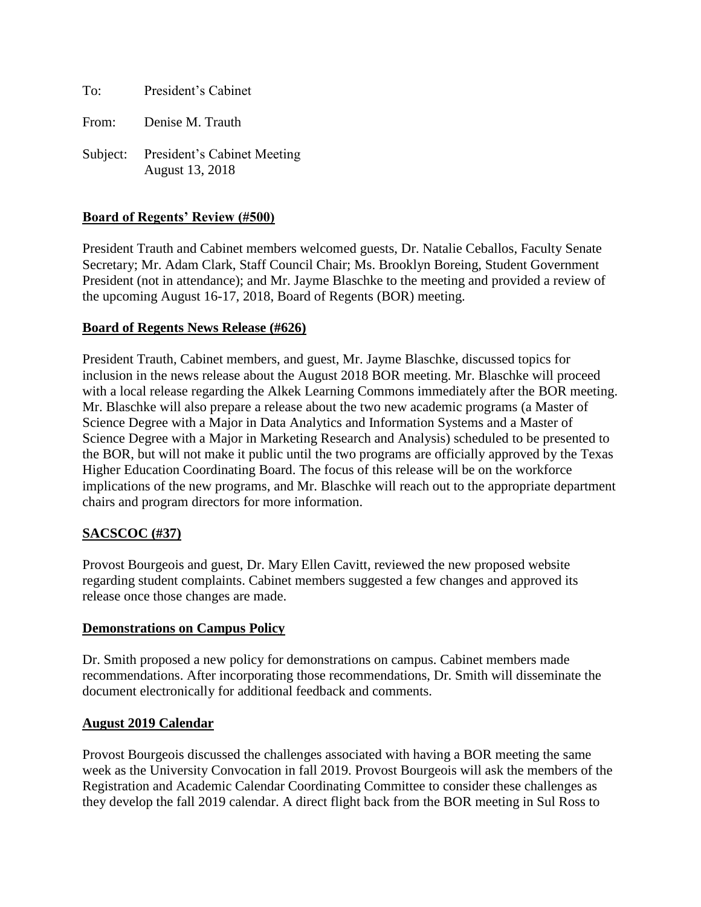To: President's Cabinet

From: Denise M. Trauth

Subject: President's Cabinet Meeting
August 13, 2018

**Board of Regents' Review (#500)**

President Trauth and Cabinet members welcomed guests, Dr. Natalie Ceballos, Faculty Senate Secretary; Mr. Adam Clark, Staff Council Chair; Ms. Brooklyn Boreing, Student Government President (not in attendance); and Mr. Jayme Blaschke to the meeting and provided a review of the upcoming August 16-17, 2018, Board of Regents (BOR) meeting.

**Board of Regents News Release (#626)**

President Trauth, Cabinet members, and guest, Mr. Jayme Blaschke, discussed topics for inclusion in the news release about the August 2018 BOR meeting. Mr. Blaschke will proceed with a local release regarding the Alkek Learning Commons immediately after the BOR meeting. Mr. Blaschke will also prepare a release about the two new academic programs (a Master of Science Degree with a Major in Data Analytics and Information Systems and a Master of Science Degree with a Major in Marketing Research and Analysis) scheduled to be presented to the BOR, but will not make it public until the two programs are officially approved by the Texas Higher Education Coordinating Board. The focus of this release will be on the workforce implications of the new programs, and Mr. Blaschke will reach out to the appropriate department chairs and program directors for more information.

**SACSCOC (#37)**

Provost Bourgeois and guest, Dr. Mary Ellen Cavitt, reviewed the new proposed website regarding student complaints. Cabinet members suggested a few changes and approved its release once those changes are made.

**Demonstrations on Campus Policy**

Dr. Smith proposed a new policy for demonstrations on campus. Cabinet members made recommendations. After incorporating those recommendations, Dr. Smith will disseminate the document electronically for additional feedback and comments.

**August 2019 Calendar**

Provost Bourgeois discussed the challenges associated with having a BOR meeting the same week as the University Convocation in fall 2019. Provost Bourgeois will ask the members of the Registration and Academic Calendar Coordinating Committee to consider these challenges as they develop the fall 2019 calendar. A direct flight back from the BOR meeting in Sul Ross to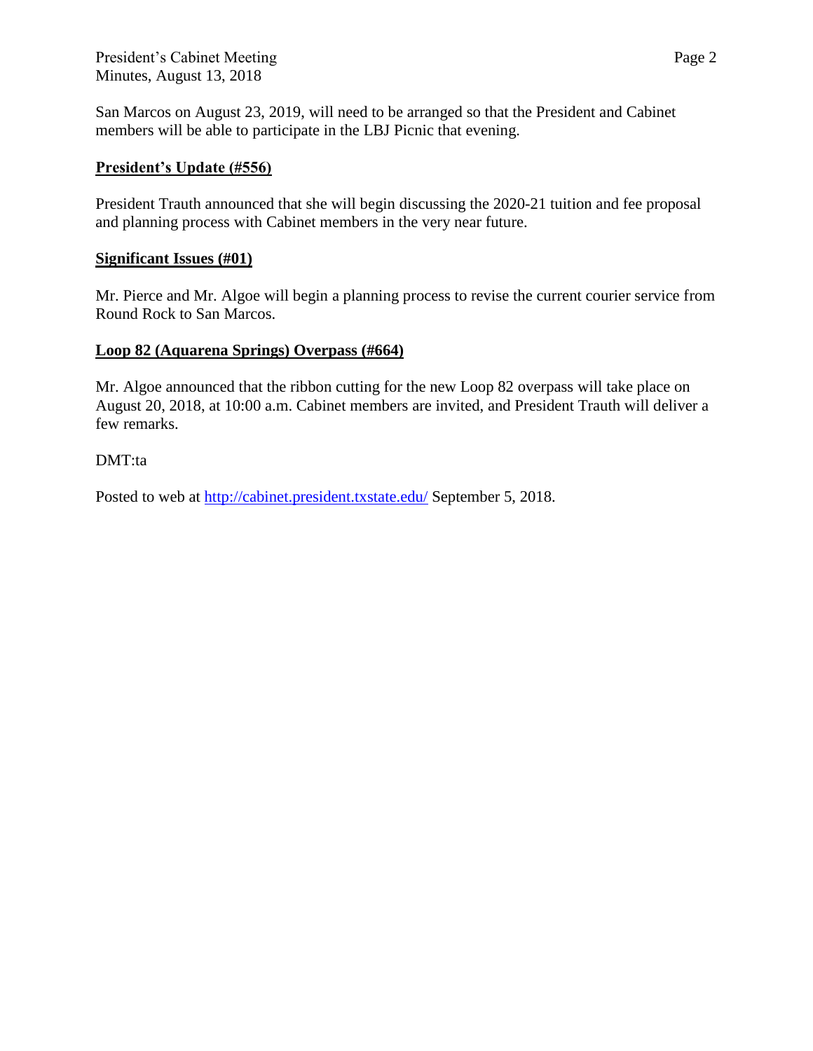San Marcos on August 23, 2019, will need to be arranged so that the President and Cabinet members will be able to participate in the LBJ Picnic that evening.

**President's Update (#556)**

President Trauth announced that she will begin discussing the 2020-21 tuition and fee proposal and planning process with Cabinet members in the very near future.

**Significant Issues (#01)**

Mr. Pierce and Mr. Algoe will begin a planning process to revise the current courier service from Round Rock to San Marcos.

**Loop 82 (Aquarena Springs) Overpass (#664)**

Mr. Algoe announced that the ribbon cutting for the new Loop 82 overpass will take place on August 20, 2018, at 10:00 a.m. Cabinet members are invited, and President Trauth will deliver a few remarks.

DMT:ta

Posted to web at http://cabinet.president.txstate.edu/ September 5, 2018.